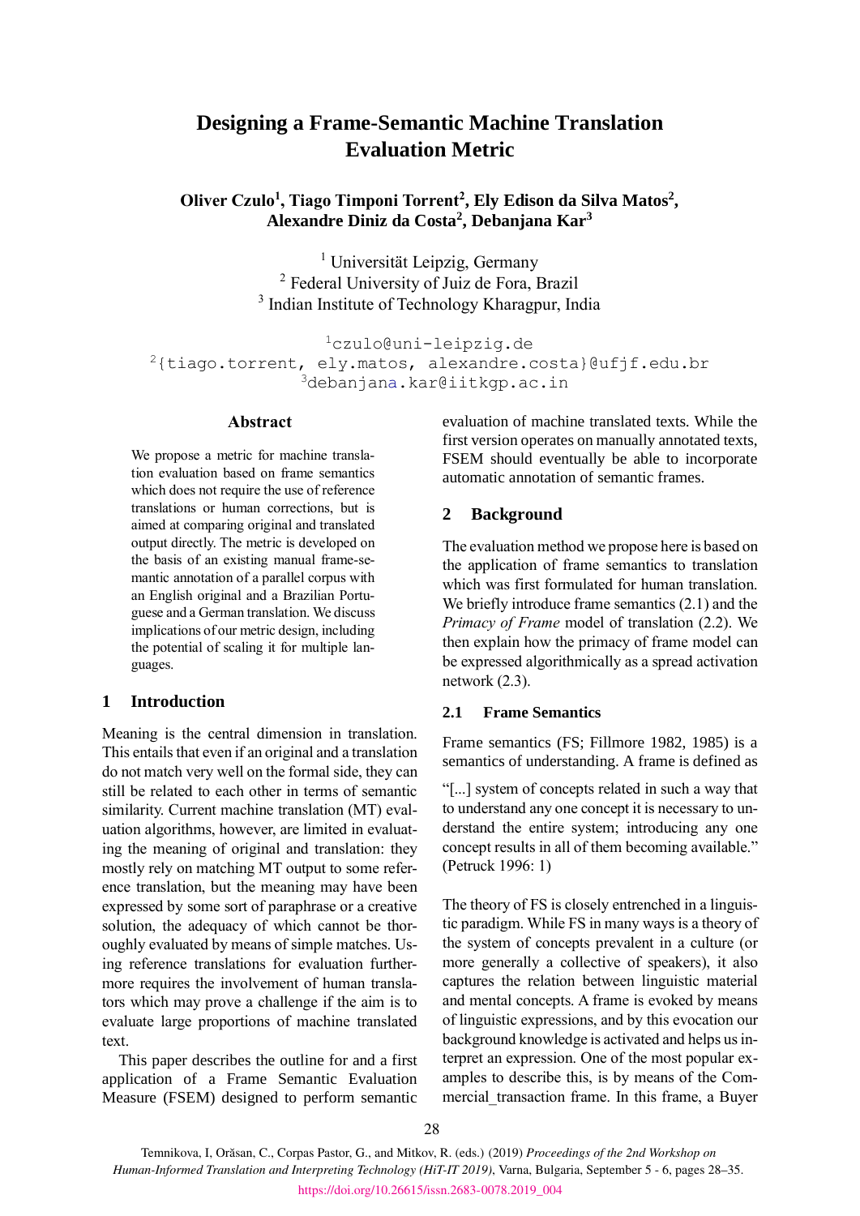# Designing a Frame-Semantic Machine Translation Evaluation Metric

**Oliver Czulo[1], Tiago Timponi Torrent[2], Ely Edison da Silva Matos[2], Alexandre Diniz da Costa[2], Debanjana Kar[3]**

[1] Universität Leipzig, Germany
[2] Federal University of Juiz de Fora, Brazil
[3] Indian Institute of Technology Kharagpur, India

[1]czulo@uni-leipzig.de
[2]{tiago.torrent, ely.matos, alexandre.costa}@ufjf.edu.br
[3]debanjana.kar@iitkgp.ac.in

## Abstract

We propose a metric for machine translation evaluation based on frame semantics which does not require the use of reference translations or human corrections, but is aimed at comparing original and translated output directly. The metric is developed on the basis of an existing manual frame-semantic annotation of a parallel corpus with an English original and a Brazilian Portuguese and a German translation. We discuss implications of our metric design, including the potential of scaling it for multiple languages.

## 1 Introduction

Meaning is the central dimension in translation. This entails that even if an original and a translation do not match very well on the formal side, they can still be related to each other in terms of semantic similarity. Current machine translation (MT) evaluation algorithms, however, are limited in evaluating the meaning of original and translation: they mostly rely on matching MT output to some reference translation, but the meaning may have been expressed by some sort of paraphrase or a creative solution, the adequacy of which cannot be thoroughly evaluated by means of simple matches. Using reference translations for evaluation furthermore requires the involvement of human translators which may prove a challenge if the aim is to evaluate large proportions of machine translated text.

This paper describes the outline for and a first application of a Frame Semantic Evaluation Measure (FSEM) designed to perform semantic evaluation of machine translated texts. While the first version operates on manually annotated texts, FSEM should eventually be able to incorporate automatic annotation of semantic frames.

## 2 Background

The evaluation method we propose here is based on the application of frame semantics to translation which was first formulated for human translation. We briefly introduce frame semantics (2.1) and the *Primacy of Frame* model of translation (2.2). We then explain how the primacy of frame model can be expressed algorithmically as a spread activation network (2.3).

### 2.1 Frame Semantics

Frame semantics (FS; Fillmore 1982, 1985) is a semantics of understanding. A frame is defined as

"[...] system of concepts related in such a way that to understand any one concept it is necessary to understand the entire system; introducing any one concept results in all of them becoming available." (Petruck 1996: 1)

The theory of FS is closely entrenched in a linguistic paradigm. While FS in many ways is a theory of the system of concepts prevalent in a culture (or more generally a collective of speakers), it also captures the relation between linguistic material and mental concepts. A frame is evoked by means of linguistic expressions, and by this evocation our background knowledge is activated and helps us interpret an expression. One of the most popular examples to describe this, is by means of the Commercial_transaction frame. In this frame, a Buyer

Temnikova, I, Orăsan, C., Corpas Pastor, G., and Mitkov, R. (eds.) (2019) *Proceedings of the 2nd Workshop on Human-Informed Translation and Interpreting Technology (HiT-IT 2019)*, Varna, Bulgaria, September 5 - 6, pages 28–35.
https://doi.org/10.26615/issn.2683-0078.2019_004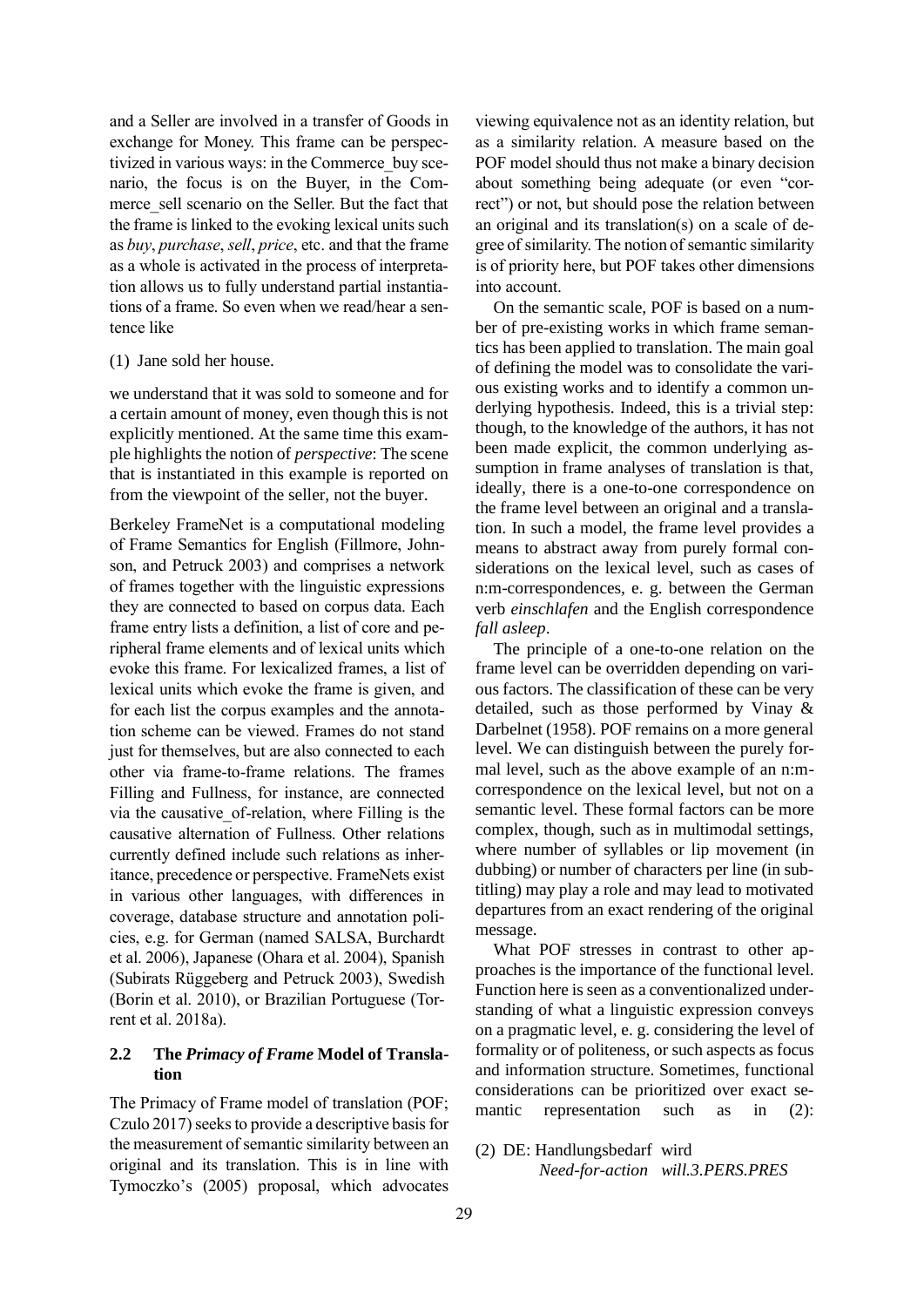and a Seller are involved in a transfer of Goods in exchange for Money. This frame can be perspectivized in various ways: in the Commerce_buy scenario, the focus is on the Buyer, in the Commerce_sell scenario on the Seller. But the fact that the frame is linked to the evoking lexical units such as *buy*, *purchase*, *sell*, *price*, etc. and that the frame as a whole is activated in the process of interpretation allows us to fully understand partial instantiations of a frame. So even when we read/hear a sentence like

(1) Jane sold her house.

we understand that it was sold to someone and for a certain amount of money, even though this is not explicitly mentioned. At the same time this example highlights the notion of *perspective*: The scene that is instantiated in this example is reported on from the viewpoint of the seller, not the buyer.

Berkeley FrameNet is a computational modeling of Frame Semantics for English (Fillmore, Johnson, and Petruck 2003) and comprises a network of frames together with the linguistic expressions they are connected to based on corpus data. Each frame entry lists a definition, a list of core and peripheral frame elements and of lexical units which evoke this frame. For lexicalized frames, a list of lexical units which evoke the frame is given, and for each list the corpus examples and the annotation scheme can be viewed. Frames do not stand just for themselves, but are also connected to each other via frame-to-frame relations. The frames Filling and Fullness, for instance, are connected via the causative_of-relation, where Filling is the causative alternation of Fullness. Other relations currently defined include such relations as inheritance, precedence or perspective. FrameNets exist in various other languages, with differences in coverage, database structure and annotation policies, e.g. for German (named SALSA, Burchardt et al. 2006), Japanese (Ohara et al. 2004), Spanish (Subirats Rüggeberg and Petruck 2003), Swedish (Borin et al. 2010), or Brazilian Portuguese (Torrent et al. 2018a).

## 2.2 The *Primacy of Frame* Model of Translation

The Primacy of Frame model of translation (POF; Czulo 2017) seeks to provide a descriptive basis for the measurement of semantic similarity between an original and its translation. This is in line with Tymoczko's (2005) proposal, which advocates viewing equivalence not as an identity relation, but as a similarity relation. A measure based on the POF model should thus not make a binary decision about something being adequate (or even "correct") or not, but should pose the relation between an original and its translation(s) on a scale of degree of similarity. The notion of semantic similarity is of priority here, but POF takes other dimensions into account.

On the semantic scale, POF is based on a number of pre-existing works in which frame semantics has been applied to translation. The main goal of defining the model was to consolidate the various existing works and to identify a common underlying hypothesis. Indeed, this is a trivial step: though, to the knowledge of the authors, it has not been made explicit, the common underlying assumption in frame analyses of translation is that, ideally, there is a one-to-one correspondence on the frame level between an original and a translation. In such a model, the frame level provides a means to abstract away from purely formal considerations on the lexical level, such as cases of n:m-correspondences, e. g. between the German verb *einschlafen* and the English correspondence *fall asleep*.

The principle of a one-to-one relation on the frame level can be overridden depending on various factors. The classification of these can be very detailed, such as those performed by Vinay & Darbelnet (1958). POF remains on a more general level. We can distinguish between the purely formal level, such as the above example of an n:m-correspondence on the lexical level, but not on a semantic level. These formal factors can be more complex, though, such as in multimodal settings, where number of syllables or lip movement (in dubbing) or number of characters per line (in subtitling) may play a role and may lead to motivated departures from an exact rendering of the original message.

What POF stresses in contrast to other approaches is the importance of the functional level. Function here is seen as a conventionalized understanding of what a linguistic expression conveys on a pragmatic level, e. g. considering the level of formality or of politeness, or such aspects as focus and information structure. Sometimes, functional considerations can be prioritized over exact semantic representation such as in (2):

(2) DE: Handlungsbedarf wird
*Need-for-action will.3.PERS.PRES*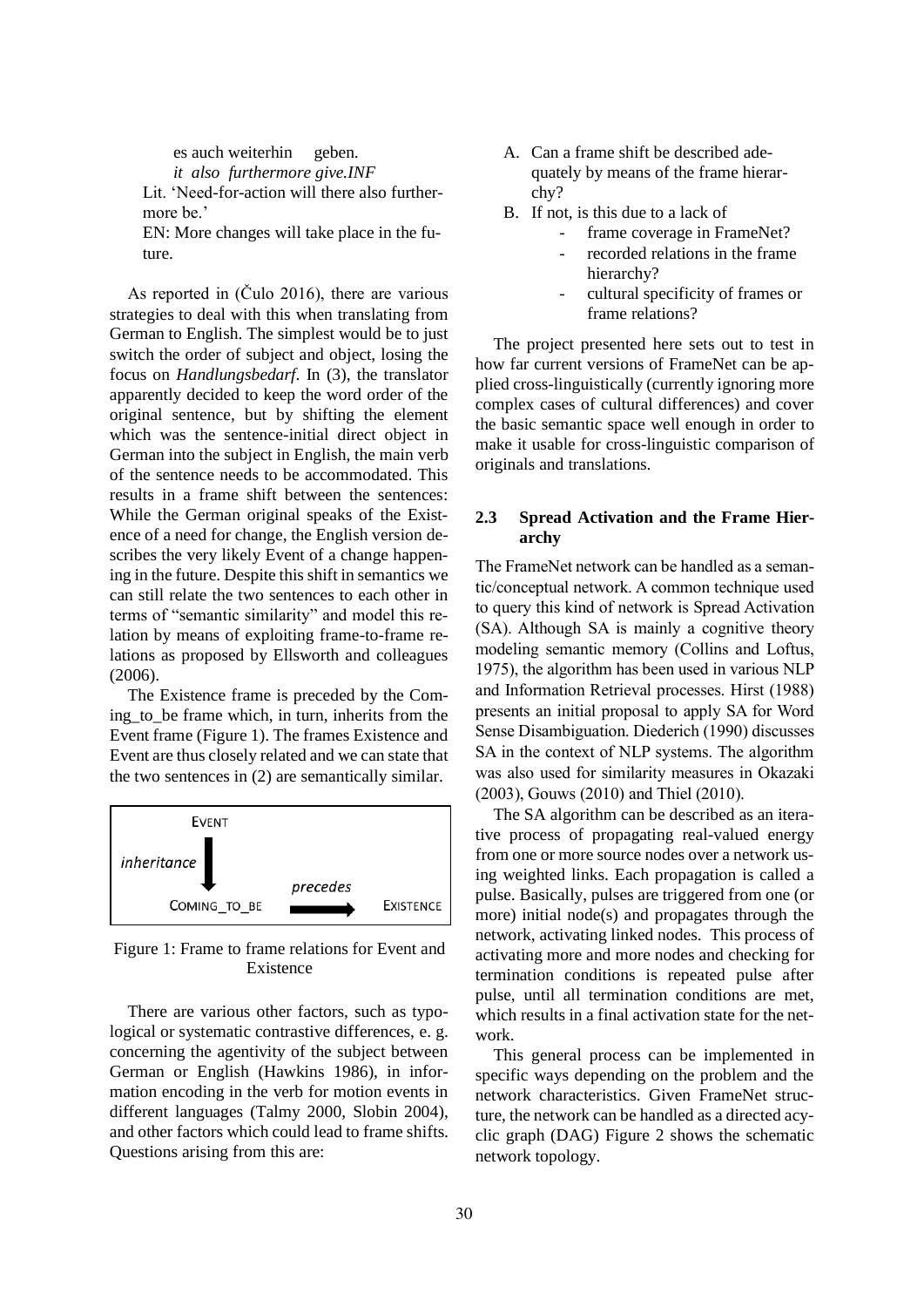es auch weiterhin geben.
*it also furthermore give.INF*
Lit. 'Need-for-action will there also furthermore be.'
EN: More changes will take place in the future.

As reported in (Čulo 2016), there are various strategies to deal with this when translating from German to English. The simplest would be to just switch the order of subject and object, losing the focus on *Handlungsbedarf*. In (3), the translator apparently decided to keep the word order of the original sentence, but by shifting the element which was the sentence-initial direct object in German into the subject in English, the main verb of the sentence needs to be accommodated. This results in a frame shift between the sentences: While the German original speaks of the Existence of a need for change, the English version describes the very likely Event of a change happening in the future. Despite this shift in semantics we can still relate the two sentences to each other in terms of "semantic similarity" and model this relation by means of exploiting frame-to-frame relations as proposed by Ellsworth and colleagues (2006).

The Existence frame is preceded by the Coming_to_be frame which, in turn, inherits from the Event frame (Figure 1). The frames Existence and Event are thus closely related and we can state that the two sentences in (2) are semantically similar.

EVENT
inheritance
COMING_TO_BE — precedes → EXISTENCE

Figure 1: Frame to frame relations for Event and Existence

There are various other factors, such as typological or systematic contrastive differences, e. g. concerning the agentivity of the subject between German or English (Hawkins 1986), in information encoding in the verb for motion events in different languages (Talmy 2000, Slobin 2004), and other factors which could lead to frame shifts. Questions arising from this are:

A. Can a frame shift be described adequately by means of the frame hierarchy?
B. If not, is this due to a lack of
   - frame coverage in FrameNet?
   - recorded relations in the frame hierarchy?
   - cultural specificity of frames or frame relations?

The project presented here sets out to test in how far current versions of FrameNet can be applied cross-linguistically (currently ignoring more complex cases of cultural differences) and cover the basic semantic space well enough in order to make it usable for cross-linguistic comparison of originals and translations.

### 2.3 Spread Activation and the Frame Hierarchy

The FrameNet network can be handled as a semantic/conceptual network. A common technique used to query this kind of network is Spread Activation (SA). Although SA is mainly a cognitive theory modeling semantic memory (Collins and Loftus, 1975), the algorithm has been used in various NLP and Information Retrieval processes. Hirst (1988) presents an initial proposal to apply SA for Word Sense Disambiguation. Diederich (1990) discusses SA in the context of NLP systems. The algorithm was also used for similarity measures in Okazaki (2003), Gouws (2010) and Thiel (2010).

The SA algorithm can be described as an iterative process of propagating real-valued energy from one or more source nodes over a network using weighted links. Each propagation is called a pulse. Basically, pulses are triggered from one (or more) initial node(s) and propagates through the network, activating linked nodes. This process of activating more and more nodes and checking for termination conditions is repeated pulse after pulse, until all termination conditions are met, which results in a final activation state for the network.

This general process can be implemented in specific ways depending on the problem and the network characteristics. Given FrameNet structure, the network can be handled as a directed acyclic graph (DAG) Figure 2 shows the schematic network topology.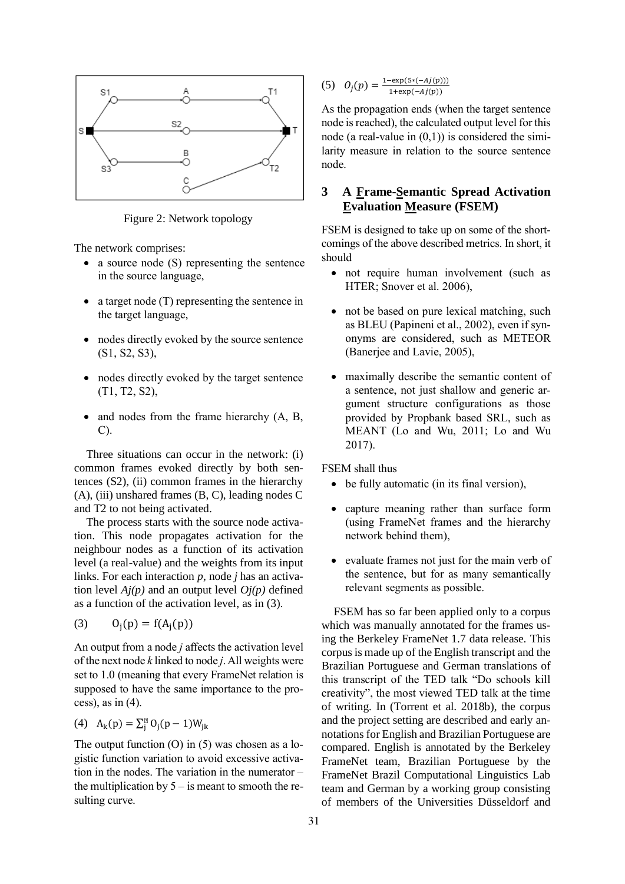Figure 2: Network topology

The network comprises:

- a source node (S) representing the sentence in the source language,
- a target node (T) representing the sentence in the target language,
- nodes directly evoked by the source sentence (S1, S2, S3),
- nodes directly evoked by the target sentence (T1, T2, S2),
- and nodes from the frame hierarchy (A, B, C).

Three situations can occur in the network: (i) common frames evoked directly by both sentences (S2), (ii) common frames in the hierarchy (A), (iii) unshared frames (B, C), leading nodes C and T2 to not being activated.

The process starts with the source node activation. This node propagates activation for the neighbour nodes as a function of its activation level (a real-value) and the weights from its input links. For each interaction *p*, node *j* has an activation level *Aj(p)* and an output level *Oj(p)* defined as a function of the activation level, as in (3).

$$(3) \quad O_j(p) = f(A_j(p))$$

An output from a node *j* affects the activation level of the next node *k* linked to node *j*. All weights were set to 1.0 (meaning that every FrameNet relation is supposed to have the same importance to the process), as in (4).

$$(4) \quad A_k(p) = \sum_j O_j(p-1)W_{jk}$$

The output function (O) in (5) was chosen as a logistic function variation to avoid excessive activation in the nodes. The variation in the numerator – the multiplication by 5 – is meant to smooth the resulting curve.

$$(5) \quad O_j(p) = \frac{1-\exp(5*(-Aj(p)))}{1+\exp(-Aj(p))}$$

As the propagation ends (when the target sentence node is reached), the calculated output level for this node (a real-value in (0,1)) is considered the similarity measure in relation to the source sentence node.

## 3 A Frame-Semantic Spread Activation Evaluation Measure (FSEM)

FSEM is designed to take up on some of the shortcomings of the above described metrics. In short, it should

- not require human involvement (such as HTER; Snover et al. 2006),
- not be based on pure lexical matching, such as BLEU (Papineni et al., 2002), even if synonyms are considered, such as METEOR (Banerjee and Lavie, 2005),
- maximally describe the semantic content of a sentence, not just shallow and generic argument structure configurations as those provided by Propbank based SRL, such as MEANT (Lo and Wu, 2011; Lo and Wu 2017).

FSEM shall thus

- be fully automatic (in its final version),
- capture meaning rather than surface form (using FrameNet frames and the hierarchy network behind them),
- evaluate frames not just for the main verb of the sentence, but for as many semantically relevant segments as possible.

FSEM has so far been applied only to a corpus which was manually annotated for the frames using the Berkeley FrameNet 1.7 data release. This corpus is made up of the English transcript and the Brazilian Portuguese and German translations of this transcript of the TED talk “Do schools kill creativity”, the most viewed TED talk at the time of writing. In (Torrent et al. 2018b), the corpus and the project setting are described and early annotations for English and Brazilian Portuguese are compared. English is annotated by the Berkeley FrameNet team, Brazilian Portuguese by the FrameNet Brazil Computational Linguistics Lab team and German by a working group consisting of members of the Universities Düsseldorf and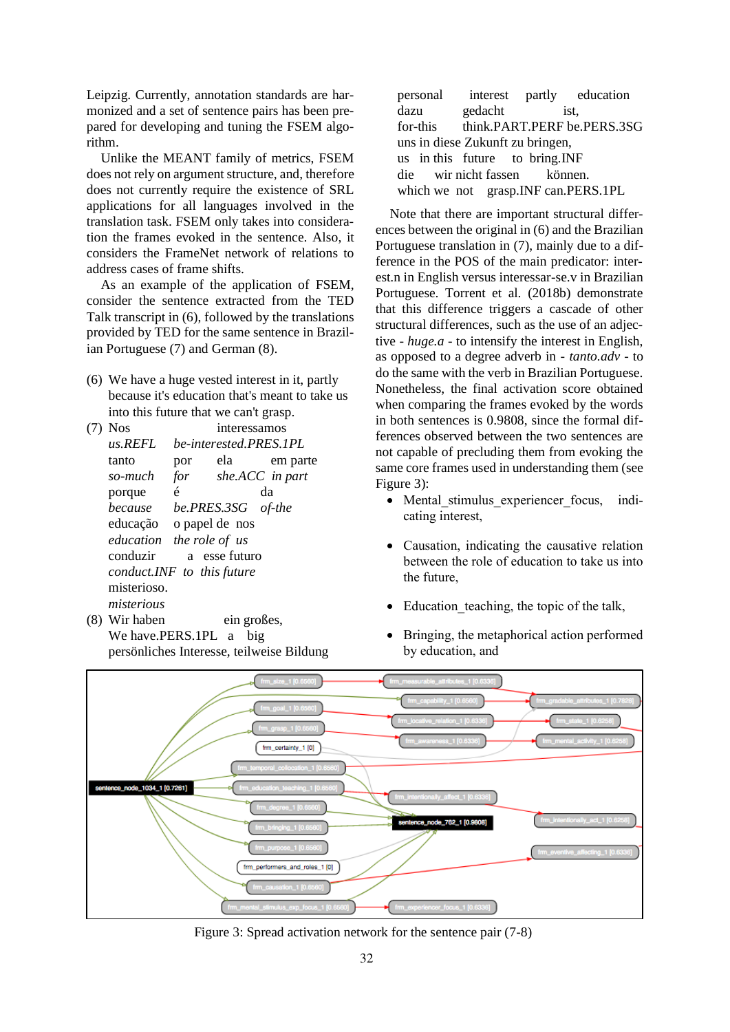Leipzig. Currently, annotation standards are harmonized and a set of sentence pairs has been prepared for developing and tuning the FSEM algorithm.

Unlike the MEANT family of metrics, FSEM does not rely on argument structure, and, therefore does not currently require the existence of SRL applications for all languages involved in the translation task. FSEM only takes into consideration the frames evoked in the sentence. Also, it considers the FrameNet network of relations to address cases of frame shifts.

As an example of the application of FSEM, consider the sentence extracted from the TED Talk transcript in (6), followed by the translations provided by TED for the same sentence in Brazilian Portuguese (7) and German (8).

(6) We have a huge vested interest in it, partly because it's education that's meant to take us into this future that we can't grasp.

(7) Nos interessamos
*us.REFL be-interested.PRES.1PL*
tanto por ela em parte
*so-much for she.ACC in part*
porque é da
*because be.PRES.3SG of-the*
educação o papel de nos
*education the role of us*
conduzir a esse futuro
*conduct.INF to this future*
misterioso.
*misterious*

(8) Wir haben ein großes,
We have.PERS.1PL a big
persönliches Interesse, teilweise Bildung
personal interest partly education
dazu gedacht ist,
for-this think.PART.PERF be.PERS.3SG
uns in diese Zukunft zu bringen,
us in this future to bring.INF
die wir nicht fassen können.
which we not grasp.INF can.PERS.1PL

Note that there are important structural differences between the original in (6) and the Brazilian Portuguese translation in (7), mainly due to a difference in the POS of the main predicator: interest.n in English versus interessar-se.v in Brazilian Portuguese. Torrent et al. (2018b) demonstrate that this difference triggers a cascade of other structural differences, such as the use of an adjective - *huge.a* - to intensify the interest in English, as opposed to a degree adverb in - *tanto.adv* - to do the same with the verb in Brazilian Portuguese. Nonetheless, the final activation score obtained when comparing the frames evoked by the words in both sentences is 0.9808, since the formal differences observed between the two sentences are not capable of precluding them from evoking the same core frames used in understanding them (see Figure 3):

- Mental_stimulus_experiencer_focus, indicating interest,
- Causation, indicating the causative relation between the role of education to take us into the future,
- Education_teaching, the topic of the talk,
- Bringing, the metaphorical action performed by education, and

Figure 3: Spread activation network for the sentence pair (7-8)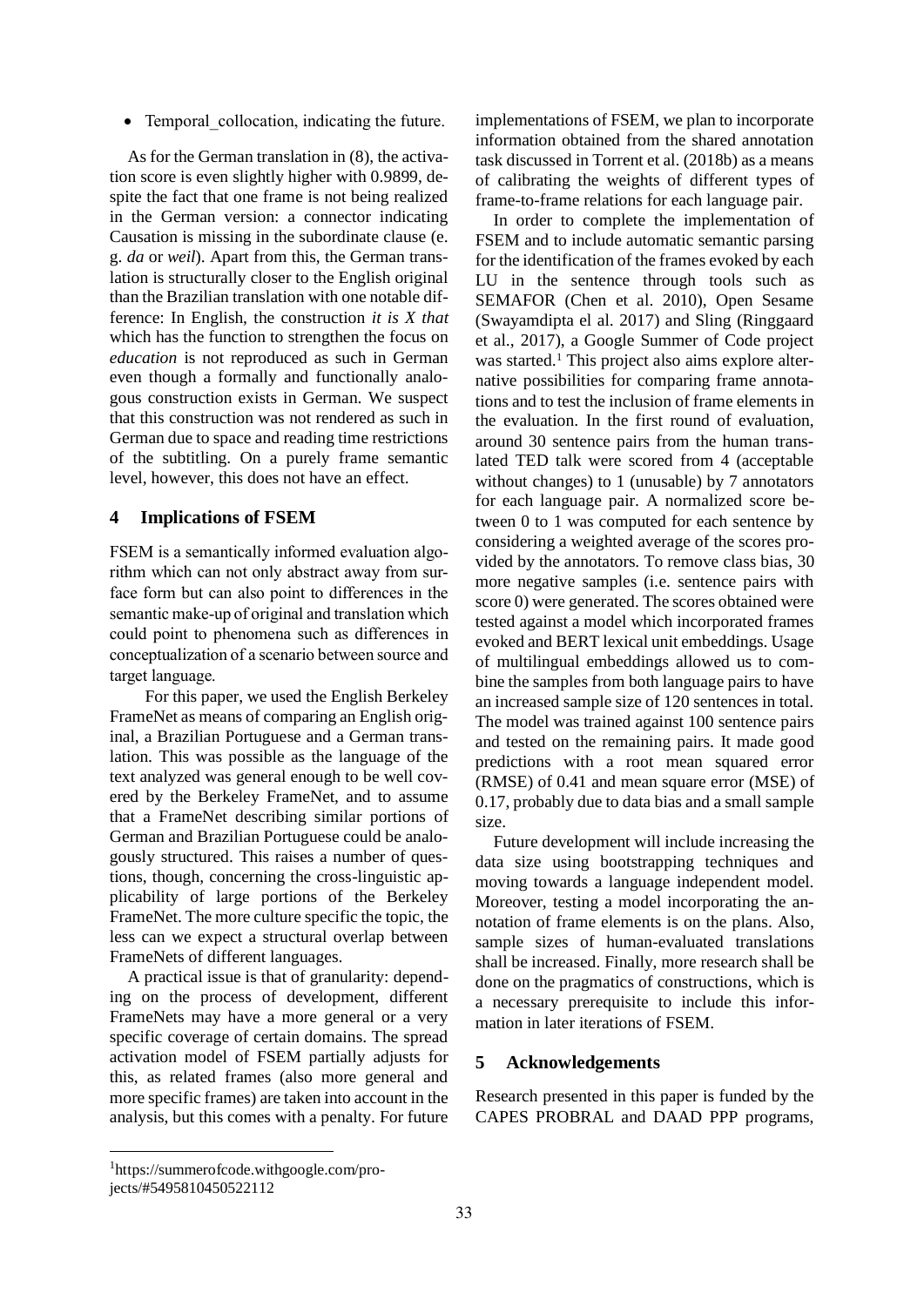- Temporal_collocation, indicating the future.

As for the German translation in (8), the activation score is even slightly higher with 0.9899, despite the fact that one frame is not being realized in the German version: a connector indicating Causation is missing in the subordinate clause (e. g. *da* or *weil*). Apart from this, the German translation is structurally closer to the English original than the Brazilian translation with one notable difference: In English, the construction *it is X that* which has the function to strengthen the focus on *education* is not reproduced as such in German even though a formally and functionally analogous construction exists in German. We suspect that this construction was not rendered as such in German due to space and reading time restrictions of the subtitling. On a purely frame semantic level, however, this does not have an effect.

## 4 Implications of FSEM

FSEM is a semantically informed evaluation algorithm which can not only abstract away from surface form but can also point to differences in the semantic make-up of original and translation which could point to phenomena such as differences in conceptualization of a scenario between source and target language.

For this paper, we used the English Berkeley FrameNet as means of comparing an English original, a Brazilian Portuguese and a German translation. This was possible as the language of the text analyzed was general enough to be well covered by the Berkeley FrameNet, and to assume that a FrameNet describing similar portions of German and Brazilian Portuguese could be analogously structured. This raises a number of questions, though, concerning the cross-linguistic applicability of large portions of the Berkeley FrameNet. The more culture specific the topic, the less can we expect a structural overlap between FrameNets of different languages.

A practical issue is that of granularity: depending on the process of development, different FrameNets may have a more general or a very specific coverage of certain domains. The spread activation model of FSEM partially adjusts for this, as related frames (also more general and more specific frames) are taken into account in the analysis, but this comes with a penalty. For future implementations of FSEM, we plan to incorporate information obtained from the shared annotation task discussed in Torrent et al. (2018b) as a means of calibrating the weights of different types of frame-to-frame relations for each language pair.

In order to complete the implementation of FSEM and to include automatic semantic parsing for the identification of the frames evoked by each LU in the sentence through tools such as SEMAFOR (Chen et al. 2010), Open Sesame (Swayamdipta el al. 2017) and Sling (Ringgaard et al., 2017), a Google Summer of Code project was started.[1] This project also aims explore alternative possibilities for comparing frame annotations and to test the inclusion of frame elements in the evaluation. In the first round of evaluation, around 30 sentence pairs from the human translated TED talk were scored from 4 (acceptable without changes) to 1 (unusable) by 7 annotators for each language pair. A normalized score between 0 to 1 was computed for each sentence by considering a weighted average of the scores provided by the annotators. To remove class bias, 30 more negative samples (i.e. sentence pairs with score 0) were generated. The scores obtained were tested against a model which incorporated frames evoked and BERT lexical unit embeddings. Usage of multilingual embeddings allowed us to combine the samples from both language pairs to have an increased sample size of 120 sentences in total. The model was trained against 100 sentence pairs and tested on the remaining pairs. It made good predictions with a root mean squared error (RMSE) of 0.41 and mean square error (MSE) of 0.17, probably due to data bias and a small sample size.

Future development will include increasing the data size using bootstrapping techniques and moving towards a language independent model. Moreover, testing a model incorporating the annotation of frame elements is on the plans. Also, sample sizes of human-evaluated translations shall be increased. Finally, more research shall be done on the pragmatics of constructions, which is a necessary prerequisite to include this information in later iterations of FSEM.

## 5 Acknowledgements

Research presented in this paper is funded by the CAPES PROBRAL and DAAD PPP programs,

[1] https://summerofcode.withgoogle.com/projects/#5495810450522112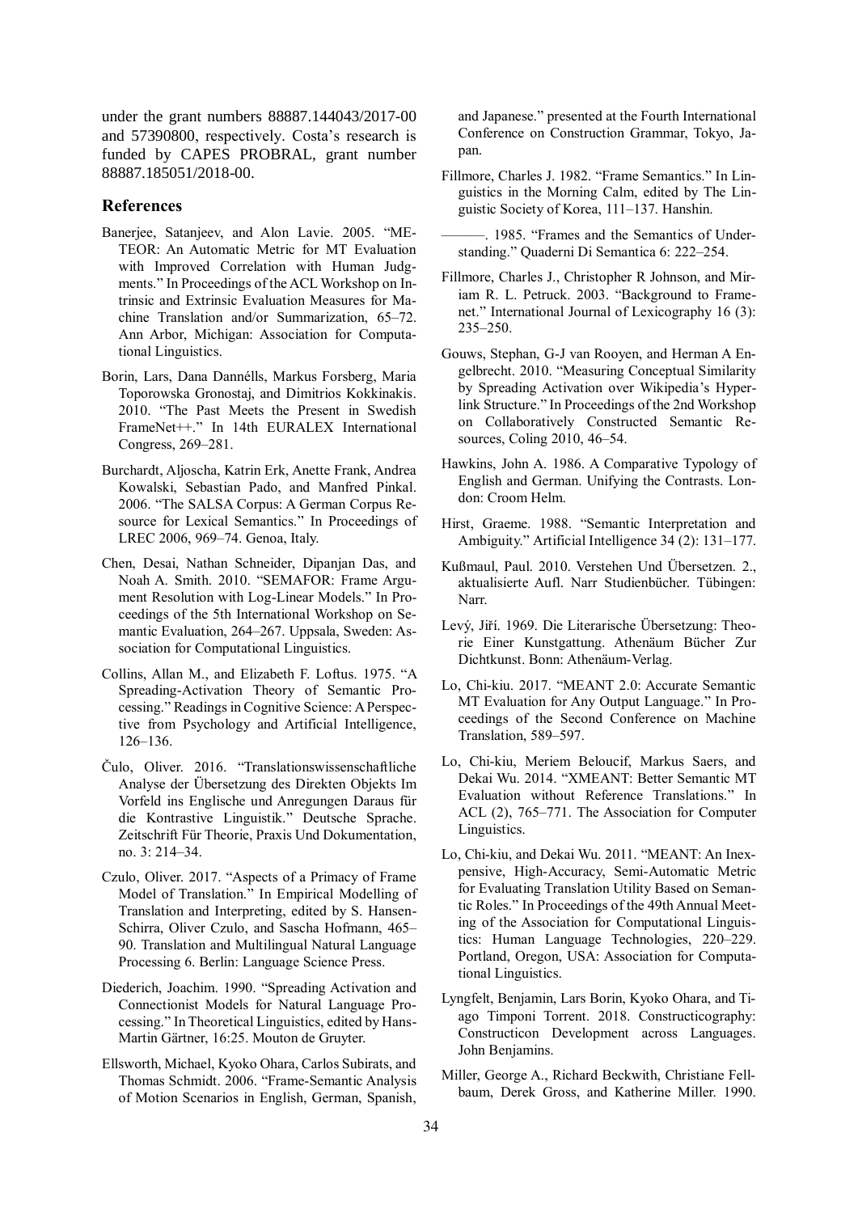under the grant numbers 88887.144043/2017-00 and 57390800, respectively. Costa's research is funded by CAPES PROBRAL, grant number 88887.185051/2018-00.

## References

Banerjee, Satanjeev, and Alon Lavie. 2005. "METEOR: An Automatic Metric for MT Evaluation with Improved Correlation with Human Judgments." In Proceedings of the ACL Workshop on Intrinsic and Extrinsic Evaluation Measures for Machine Translation and/or Summarization, 65–72. Ann Arbor, Michigan: Association for Computational Linguistics.

Borin, Lars, Dana Dannélls, Markus Forsberg, Maria Toporowska Gronostaj, and Dimitrios Kokkinakis. 2010. "The Past Meets the Present in Swedish FrameNet++." In 14th EURALEX International Congress, 269–281.

Burchardt, Aljoscha, Katrin Erk, Anette Frank, Andrea Kowalski, Sebastian Pado, and Manfred Pinkal. 2006. "The SALSA Corpus: A German Corpus Resource for Lexical Semantics." In Proceedings of LREC 2006, 969–74. Genoa, Italy.

Chen, Desai, Nathan Schneider, Dipanjan Das, and Noah A. Smith. 2010. "SEMAFOR: Frame Argument Resolution with Log-Linear Models." In Proceedings of the 5th International Workshop on Semantic Evaluation, 264–267. Uppsala, Sweden: Association for Computational Linguistics.

Collins, Allan M., and Elizabeth F. Loftus. 1975. "A Spreading-Activation Theory of Semantic Processing." Readings in Cognitive Science: A Perspective from Psychology and Artificial Intelligence, 126–136.

Čulo, Oliver. 2016. "Translationswissenschaftliche Analyse der Übersetzung des Direkten Objekts Im Vorfeld ins Englische und Anregungen Daraus für die Kontrastive Linguistik." Deutsche Sprache. Zeitschrift Für Theorie, Praxis Und Dokumentation, no. 3: 214–34.

Czulo, Oliver. 2017. "Aspects of a Primacy of Frame Model of Translation." In Empirical Modelling of Translation and Interpreting, edited by S. Hansen-Schirra, Oliver Czulo, and Sascha Hofmann, 465–90. Translation and Multilingual Natural Language Processing 6. Berlin: Language Science Press.

Diederich, Joachim. 1990. "Spreading Activation and Connectionist Models for Natural Language Processing." In Theoretical Linguistics, edited by Hans-Martin Gärtner, 16:25. Mouton de Gruyter.

Ellsworth, Michael, Kyoko Ohara, Carlos Subirats, and Thomas Schmidt. 2006. "Frame-Semantic Analysis of Motion Scenarios in English, German, Spanish, and Japanese." presented at the Fourth International Conference on Construction Grammar, Tokyo, Japan.

Fillmore, Charles J. 1982. "Frame Semantics." In Linguistics in the Morning Calm, edited by The Linguistic Society of Korea, 111–137. Hanshin.

———. 1985. "Frames and the Semantics of Understanding." Quaderni Di Semantica 6: 222–254.

Fillmore, Charles J., Christopher R Johnson, and Miriam R. L. Petruck. 2003. "Background to Framenet." International Journal of Lexicography 16 (3): 235–250.

Gouws, Stephan, G-J van Rooyen, and Herman A Engelbrecht. 2010. "Measuring Conceptual Similarity by Spreading Activation over Wikipedia's Hyperlink Structure." In Proceedings of the 2nd Workshop on Collaboratively Constructed Semantic Resources, Coling 2010, 46–54.

Hawkins, John A. 1986. A Comparative Typology of English and German. Unifying the Contrasts. London: Croom Helm.

Hirst, Graeme. 1988. "Semantic Interpretation and Ambiguity." Artificial Intelligence 34 (2): 131–177.

Kußmaul, Paul. 2010. Verstehen Und Übersetzen. 2., aktualisierte Aufl. Narr Studienbücher. Tübingen: Narr.

Levý, Jiří. 1969. Die Literarische Übersetzung: Theorie Einer Kunstgattung. Athenäum Bücher Zur Dichtkunst. Bonn: Athenäum-Verlag.

Lo, Chi-kiu. 2017. "MEANT 2.0: Accurate Semantic MT Evaluation for Any Output Language." In Proceedings of the Second Conference on Machine Translation, 589–597.

Lo, Chi-kiu, Meriem Beloucif, Markus Saers, and Dekai Wu. 2014. "XMEANT: Better Semantic MT Evaluation without Reference Translations." In ACL (2), 765–771. The Association for Computer Linguistics.

Lo, Chi-kiu, and Dekai Wu. 2011. "MEANT: An Inexpensive, High-Accuracy, Semi-Automatic Metric for Evaluating Translation Utility Based on Semantic Roles." In Proceedings of the 49th Annual Meeting of the Association for Computational Linguistics: Human Language Technologies, 220–229. Portland, Oregon, USA: Association for Computational Linguistics.

Lyngfelt, Benjamin, Lars Borin, Kyoko Ohara, and Tiago Timponi Torrent. 2018. Constructicography: Constructicon Development across Languages. John Benjamins.

Miller, George A., Richard Beckwith, Christiane Fellbaum, Derek Gross, and Katherine Miller. 1990.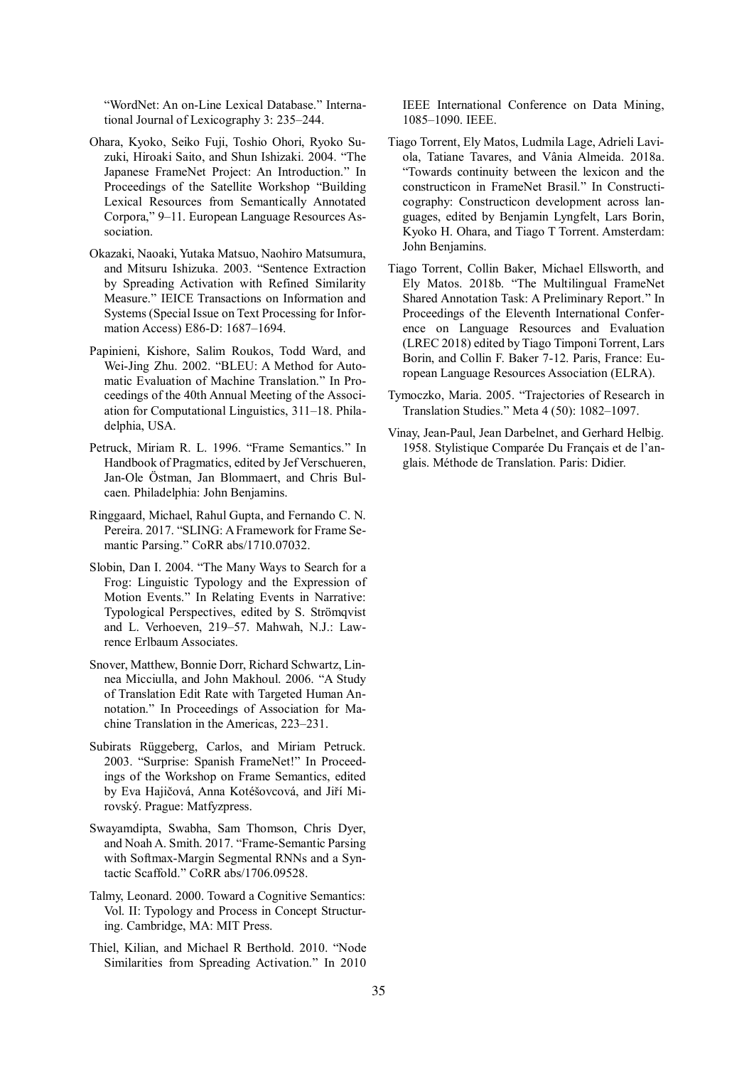"WordNet: An on-Line Lexical Database." International Journal of Lexicography 3: 235–244.

Ohara, Kyoko, Seiko Fuji, Toshio Ohori, Ryoko Suzuki, Hiroaki Saito, and Shun Ishizaki. 2004. "The Japanese FrameNet Project: An Introduction." In Proceedings of the Satellite Workshop "Building Lexical Resources from Semantically Annotated Corpora," 9–11. European Language Resources Association.

Okazaki, Naoaki, Yutaka Matsuo, Naohiro Matsumura, and Mitsuru Ishizuka. 2003. "Sentence Extraction by Spreading Activation with Refined Similarity Measure." IEICE Transactions on Information and Systems (Special Issue on Text Processing for Information Access) E86-D: 1687–1694.

Papinieni, Kishore, Salim Roukos, Todd Ward, and Wei-Jing Zhu. 2002. "BLEU: A Method for Automatic Evaluation of Machine Translation." In Proceedings of the 40th Annual Meeting of the Association for Computational Linguistics, 311–18. Philadelphia, USA.

Petruck, Miriam R. L. 1996. "Frame Semantics." In Handbook of Pragmatics, edited by Jef Verschueren, Jan-Ole Östman, Jan Blommaert, and Chris Bulcaen. Philadelphia: John Benjamins.

Ringgaard, Michael, Rahul Gupta, and Fernando C. N. Pereira. 2017. "SLING: A Framework for Frame Semantic Parsing." CoRR abs/1710.07032.

Slobin, Dan I. 2004. "The Many Ways to Search for a Frog: Linguistic Typology and the Expression of Motion Events." In Relating Events in Narrative: Typological Perspectives, edited by S. Strömqvist and L. Verhoeven, 219–57. Mahwah, N.J.: Lawrence Erlbaum Associates.

Snover, Matthew, Bonnie Dorr, Richard Schwartz, Linnea Micciulla, and John Makhoul. 2006. "A Study of Translation Edit Rate with Targeted Human Annotation." In Proceedings of Association for Machine Translation in the Americas, 223–231.

Subirats Rüggeberg, Carlos, and Miriam Petruck. 2003. "Surprise: Spanish FrameNet!" In Proceedings of the Workshop on Frame Semantics, edited by Eva Hajičová, Anna Kotéšovcová, and Jiří Mirovský. Prague: Matfyzpress.

Swayamdipta, Swabha, Sam Thomson, Chris Dyer, and Noah A. Smith. 2017. "Frame-Semantic Parsing with Softmax-Margin Segmental RNNs and a Syntactic Scaffold." CoRR abs/1706.09528.

Talmy, Leonard. 2000. Toward a Cognitive Semantics: Vol. II: Typology and Process in Concept Structuring. Cambridge, MA: MIT Press.

Thiel, Kilian, and Michael R Berthold. 2010. "Node Similarities from Spreading Activation." In 2010 IEEE International Conference on Data Mining, 1085–1090. IEEE.

Tiago Torrent, Ely Matos, Ludmila Lage, Adrieli Laviola, Tatiane Tavares, and Vânia Almeida. 2018a. "Towards continuity between the lexicon and the constructicon in FrameNet Brasil." In Constructicography: Constructicon development across languages, edited by Benjamin Lyngfelt, Lars Borin, Kyoko H. Ohara, and Tiago T Torrent. Amsterdam: John Benjamins.

Tiago Torrent, Collin Baker, Michael Ellsworth, and Ely Matos. 2018b. "The Multilingual FrameNet Shared Annotation Task: A Preliminary Report." In Proceedings of the Eleventh International Conference on Language Resources and Evaluation (LREC 2018) edited by Tiago Timponi Torrent, Lars Borin, and Collin F. Baker 7-12. Paris, France: European Language Resources Association (ELRA).

Tymoczko, Maria. 2005. "Trajectories of Research in Translation Studies." Meta 4 (50): 1082–1097.

Vinay, Jean-Paul, Jean Darbelnet, and Gerhard Helbig. 1958. Stylistique Comparée Du Français et de l'anglais. Méthode de Translation. Paris: Didier.